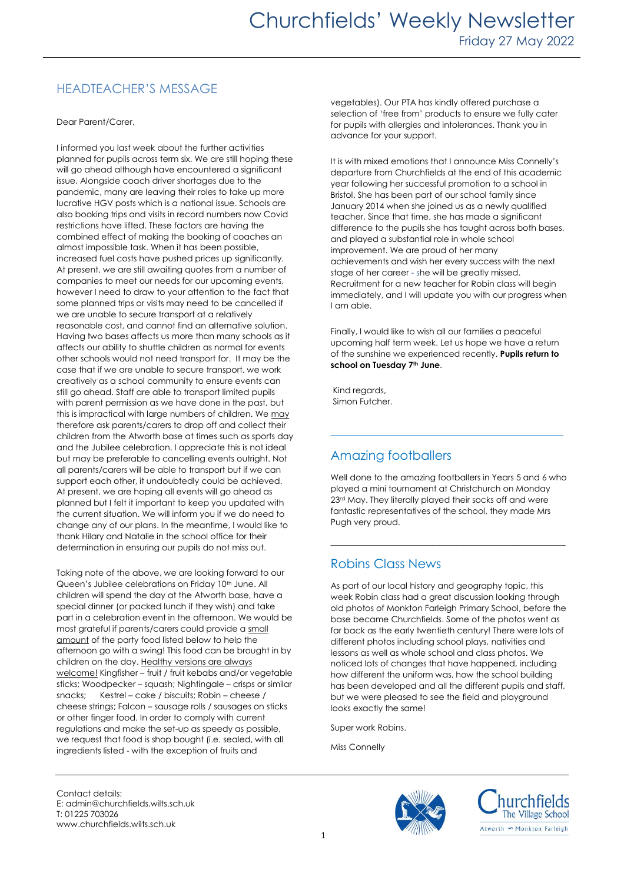# Churchfields' Weekly Newsletter

Friday 27 May 2022

## HEADTEACHER'S MESSAGE

Dear Parent/Carer,

I informed you last week about the further activities planned for pupils across term six. We are still hoping these will go ahead although have encountered a significant issue. Alongside coach driver shortages due to the pandemic, many are leaving their roles to take up more lucrative HGV posts which is a national issue. Schools are also booking trips and visits in record numbers now Covid restrictions have lifted. These factors are having the combined effect of making the booking of coaches an almost impossible task. When it has been possible, increased fuel costs have pushed prices up significantly. At present, we are still awaiting quotes from a number of companies to meet our needs for our upcoming events, however I need to draw to your attention to the fact that some planned trips or visits may need to be cancelled if we are unable to secure transport at a relatively reasonable cost, and cannot find an alternative solution. Having two bases affects us more than many schools as it affects our ability to shuttle children as normal for events other schools would not need transport for. It may be the case that if we are unable to secure transport, we work creatively as a school community to ensure events can still go ahead. Staff are able to transport limited pupils with parent permission as we have done in the past, but this is impractical with large numbers of children. We <u>may</u> therefore ask parents/carers to drop off and collect their children from the Atworth base at times such as sports day and the Jubilee celebration. I appreciate this is not ideal but may be preferable to cancelling events outright. Not all parents/carers will be able to transport but if we can support each other, it undoubtedly could be achieved. At present, we are hoping all events will go ahead as planned but I felt it important to keep you updated with the current situation. We will inform you if we do need to change any of our plans. In the meantime, I would like to thank Hilary and Natalie in the school office for their determination in ensuring our pupils do not miss out.

Taking note of the above, we are looking forward to our Queen's Jubilee celebrations on Friday 10th June. All children will spend the day at the Atworth base, have a special dinner (or packed lunch if they wish) and take part in a celebration event in the afternoon. We would be most grateful if parents/carers could provide a <u>small amount</u> of the party food listed below to help the afternoon go with a swing! This food can be brought in by children on the day. <u>Healthy versions are always welcome!</u> Kingfisher – fruit / fruit kebabs and/or vegetable sticks; Woodpecker – squash; Nightingale – crisps or similar snacks; Kestrel – cake / biscuits; Robin – cheese / cheese strings; Falcon – sausage rolls / sausages on sticks or other finger food. In order to comply with current regulations and make the set-up as speedy as possible, we request that food is shop bought (i.e. sealed, with all ingredients listed - with the exception of fruits and vegetables). Our PTA has kindly offered purchase a selection of 'free from' products to ensure we fully cater for pupils with allergies and intolerances. Thank you in advance for your support.

It is with mixed emotions that I announce Miss Connelly's departure from Churchfields at the end of this academic year following her successful promotion to a school in Bristol. She has been part of our school family since January 2014 when she joined us as a newly qualified teacher. Since that time, she has made a significant difference to the pupils she has taught across both bases, and played a substantial role in whole school improvement. We are proud of her many achievements and wish her every success with the next stage of her career - she will be greatly missed. Recruitment for a new teacher for Robin class will begin immediately, and I will update you with our progress when I am able.

Finally, I would like to wish all our families a peaceful upcoming half term week. Let us hope we have a return of the sunshine we experienced recently. **Pupils return to school on Tuesday 7th June**.

Kind regards,
Simon Futcher.

---

## Amazing footballers

Well done to the amazing footballers in Years 5 and 6 who played a mini tournament at Christchurch on Monday 23rd May. They literally played their socks off and were fantastic representatives of the school, they made Mrs Pugh very proud.

---

## Robins Class News

As part of our local history and geography topic, this week Robin class had a great discussion looking through old photos of Monkton Farleigh Primary School, before the base became Churchfields. Some of the photos went as far back as the early twentieth century! There were lots of different photos including school plays, nativities and lessons as well as whole school and class photos. We noticed lots of changes that have happened, including how different the uniform was, how the school building has been developed and all the different pupils and staff, but we were pleased to see the field and playground looks exactly the same!

Super work Robins.

Miss Connelly

---

Contact details:
E: admin@churchfields.wilts.sch.uk
T: 01225 703026
www.churchfields.wilts.sch.uk

Churchfields The Village School
Atworth and Monkton Farleigh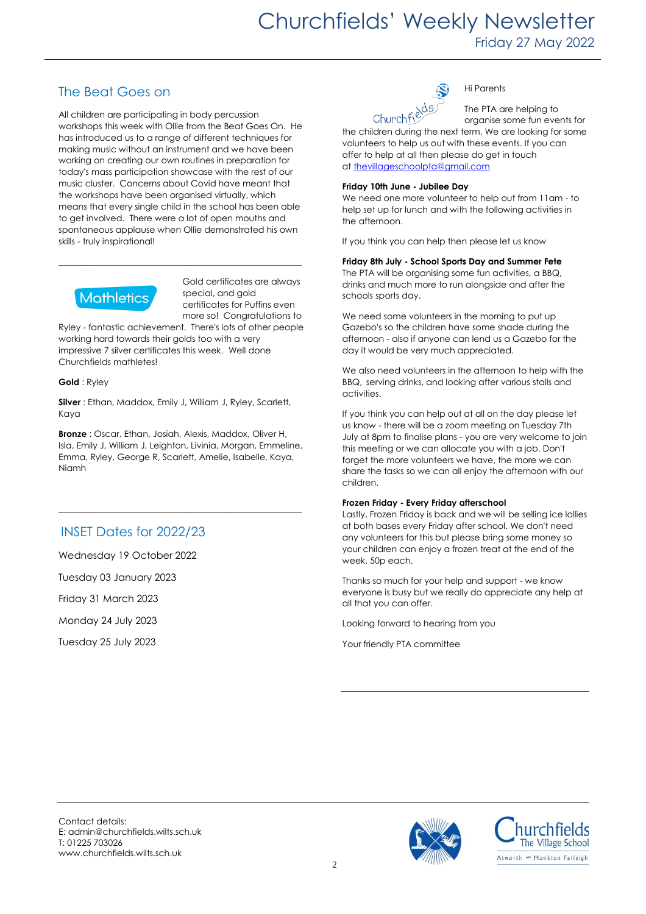# Churchfields' Weekly Newsletter

Friday 27 May 2022

## The Beat Goes on

All children are participating in body percussion workshops this week with Ollie from the Beat Goes On. He has introduced us to a range of different techniques for making music without an instrument and we have been working on creating our own routines in preparation for today's mass participation showcase with the rest of our music cluster. Concerns about Covid have meant that the workshops have been organised virtually, which means that every single child in the school has been able to get involved. There were a lot of open mouths and spontaneous applause when Ollie demonstrated his own skills - truly inspirational!

---

Mathletics

Gold certificates are always special, and gold certificates for Puffins even more so! Congratulations to Ryley - fantastic achievement. There's lots of other people working hard towards their golds too with a very impressive 7 silver certificates this week. Well done Churchfields mathletes!

**Gold** : Ryley

**Silver** : Ethan, Maddox, Emily J, William J, Ryley, Scarlett, Kaya

**Bronze** : Oscar, Ethan, Josiah, Alexis, Maddox, Oliver H, Isla, Emily J, William J, Leighton, Livinia, Morgan, Emmeline, Emma, Ryley, George R, Scarlett, Amelie, Isabelle, Kaya, Niamh

---

## INSET Dates for 2022/23

Wednesday 19 October 2022

Tuesday 03 January 2023

Friday 31 March 2023

Monday 24 July 2023

Tuesday 25 July 2023

---

Hi Parents

The PTA are helping to organise some fun events for the children during the next term. We are looking for some volunteers to help us out with these events. If you can offer to help at all then please do get in touch at thevillageschoolpta@gmail.com

**Friday 10th June - Jubilee Day**
We need one more volunteer to help out from 11am - to help set up for lunch and with the following activities in the afternoon.

If you think you can help then please let us know

**Friday 8th July - School Sports Day and Summer Fete**
The PTA will be organising some fun activities, a BBQ, drinks and much more to run alongside and after the schools sports day.

We need some volunteers in the morning to put up Gazebo's so the children have some shade during the afternoon - also if anyone can lend us a Gazebo for the day it would be very much appreciated.

We also need volunteers in the afternoon to help with the BBQ, serving drinks, and looking after various stalls and activities.

If you think you can help out at all on the day please let us know - there will be a zoom meeting on Tuesday 7th July at 8pm to finalise plans - you are very welcome to join this meeting or we can allocate you with a job. Don't forget the more volunteers we have, the more we can share the tasks so we can all enjoy the afternoon with our children.

**Frozen Friday - Every Friday afterschool**
Lastly, Frozen Friday is back and we will be selling ice lollies at both bases every Friday after school. We don't need any volunteers for this but please bring some money so your children can enjoy a frozen treat at the end of the week. 50p each.

Thanks so much for your help and support - we know everyone is busy but we really do appreciate any help at all that you can offer.

Looking forward to hearing from you

Your friendly PTA committee

---

Contact details:
E: admin@churchfields.wilts.sch.uk
T: 01225 703026
www.churchfields.wilts.sch.uk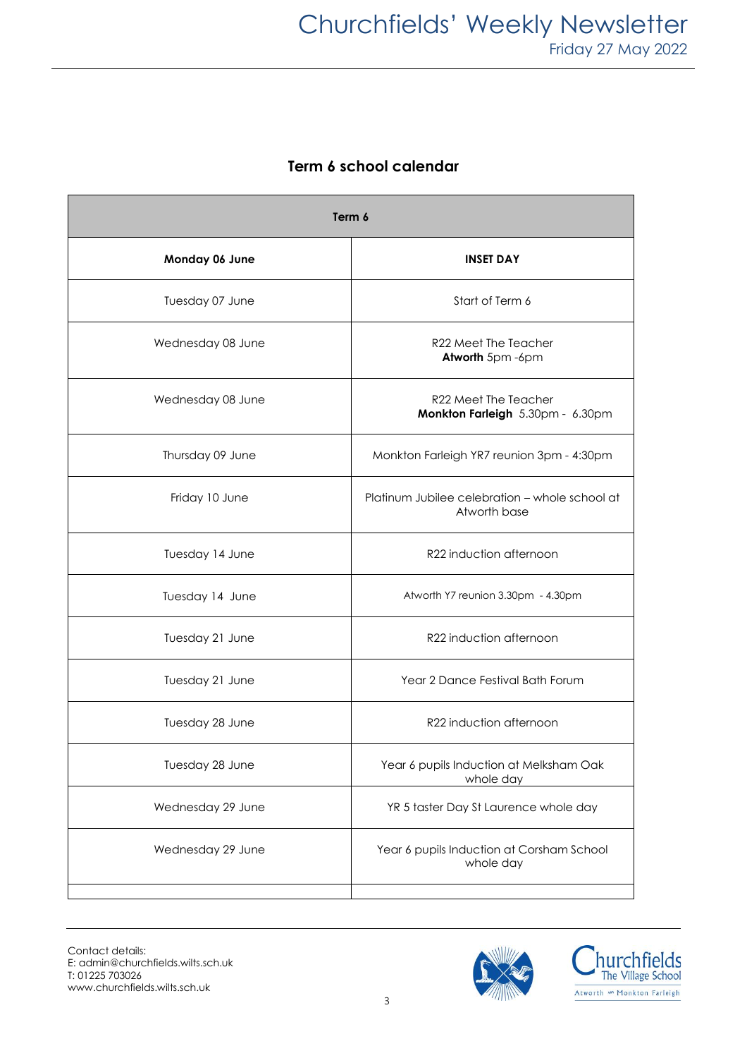## Term 6 school calendar

| Term 6 | |
|---|---|
| **Monday 06 June** | **INSET DAY** |
| Tuesday 07 June | Start of Term 6 |
| Wednesday 08 June | R22 Meet The Teacher **Atworth** 5pm -6pm |
| Wednesday 08 June | R22 Meet The Teacher **Monkton Farleigh** 5.30pm - 6.30pm |
| Thursday 09 June | Monkton Farleigh YR7 reunion 3pm - 4:30pm |
| Friday 10 June | Platinum Jubilee celebration – whole school at Atworth base |
| Tuesday 14 June | R22 induction afternoon |
| Tuesday 14 June | Atworth Y7 reunion 3.30pm - 4.30pm |
| Tuesday 21 June | R22 induction afternoon |
| Tuesday 21 June | Year 2 Dance Festival Bath Forum |
| Tuesday 28 June | R22 induction afternoon |
| Tuesday 28 June | Year 6 pupils Induction at Melksham Oak whole day |
| Wednesday 29 June | YR 5 taster Day St Laurence whole day |
| Wednesday 29 June | Year 6 pupils Induction at Corsham School whole day |
| | |

Contact details:
E: admin@churchfields.wilts.sch.uk
T: 01225 703026
www.churchfields.wilts.sch.uk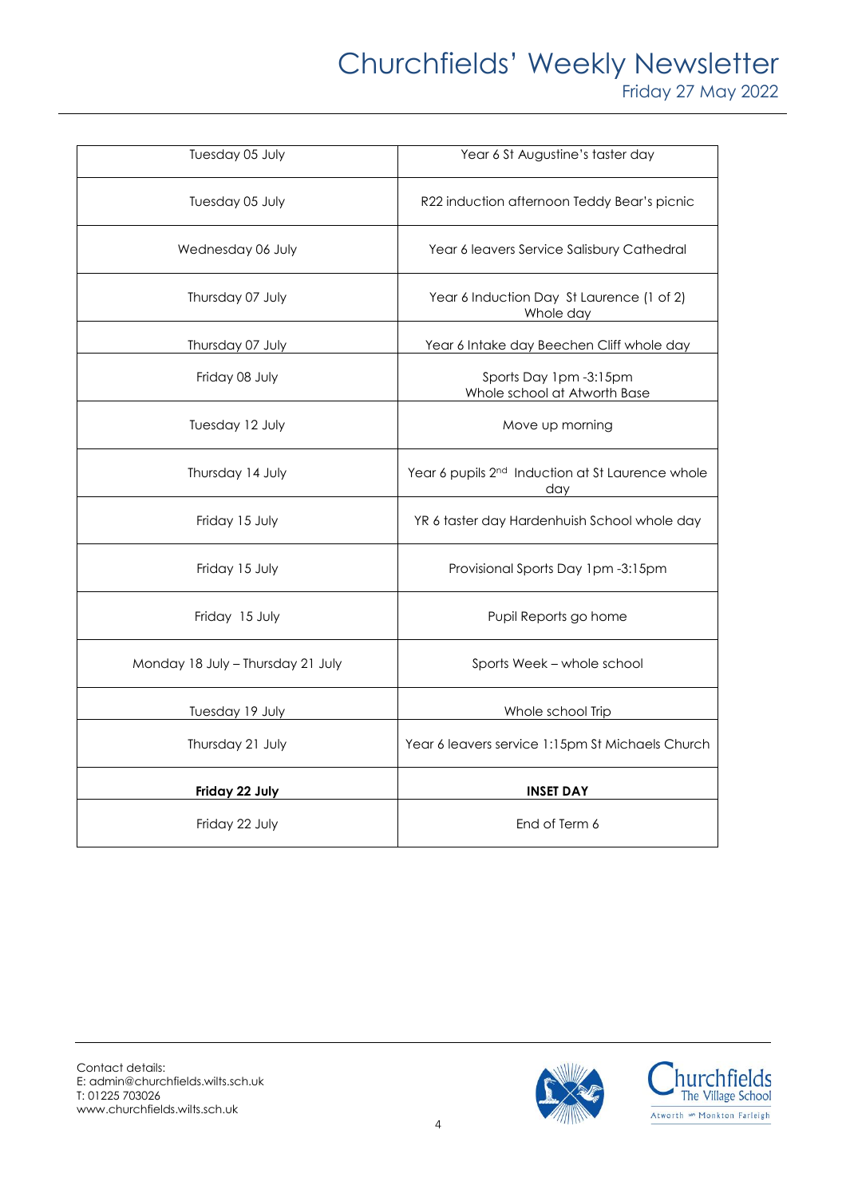| Tuesday 05 July | Year 6 St Augustine's taster day |
|---|---|
| Tuesday 05 July | R22 induction afternoon Teddy Bear's picnic |
| Wednesday 06 July | Year 6 leavers Service Salisbury Cathedral |
| Thursday 07 July | Year 6 Induction Day St Laurence (1 of 2) Whole day |
| Thursday 07 July | Year 6 Intake day Beechen Cliff whole day |
| Friday 08 July | Sports Day 1pm -3:15pm Whole school at Atworth Base |
| Tuesday 12 July | Move up morning |
| Thursday 14 July | Year 6 pupils 2nd Induction at St Laurence whole day |
| Friday 15 July | YR 6 taster day Hardenhuish School whole day |
| Friday 15 July | Provisional Sports Day 1pm -3:15pm |
| Friday 15 July | Pupil Reports go home |
| Monday 18 July – Thursday 21 July | Sports Week – whole school |
| Tuesday 19 July | Whole school Trip |
| Thursday 21 July | Year 6 leavers service 1:15pm St Michaels Church |
| **Friday 22 July** | **INSET DAY** |
| Friday 22 July | End of Term 6 |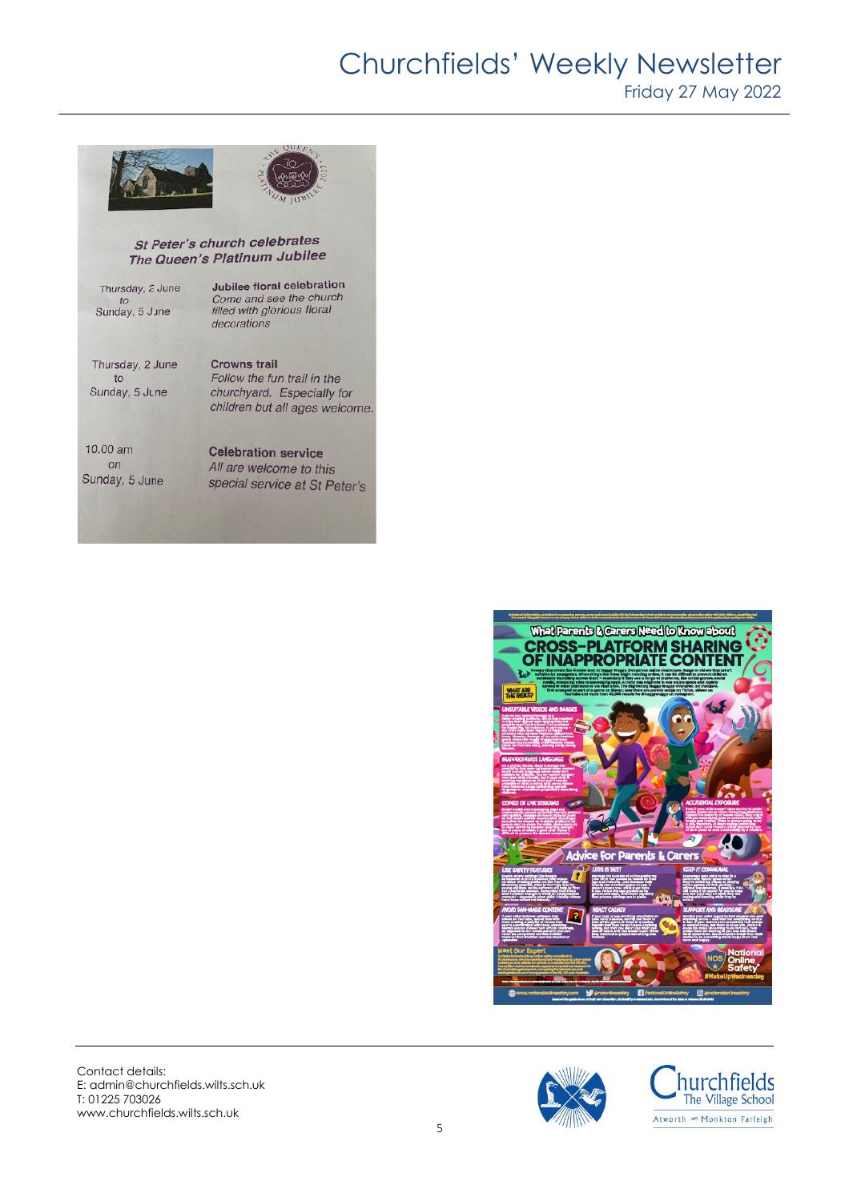## St Peter's church celebrates The Queen's Platinum Jubilee

| | |
|---|---|
| Thursday, 2 June to Sunday, 5 June | **Jubilee floral celebration** *Come and see the church filled with glorious floral decorations* |
| Thursday, 2 June to Sunday, 5 June | **Crowns trail** *Follow the fun trail in the churchyard. Especially for children but all ages welcome.* |
| 10.00 am on Sunday, 5 June | **Celebration service** *All are welcome to this special service at St Peter's* |

What Parents & Carers Need to Know about CROSS-PLATFORM SHARING OF INAPPROPRIATE CONTENT

Contact details:
E: admin@churchfields.wilts.sch.uk
T: 01225 703026
www.churchfields.wilts.sch.uk